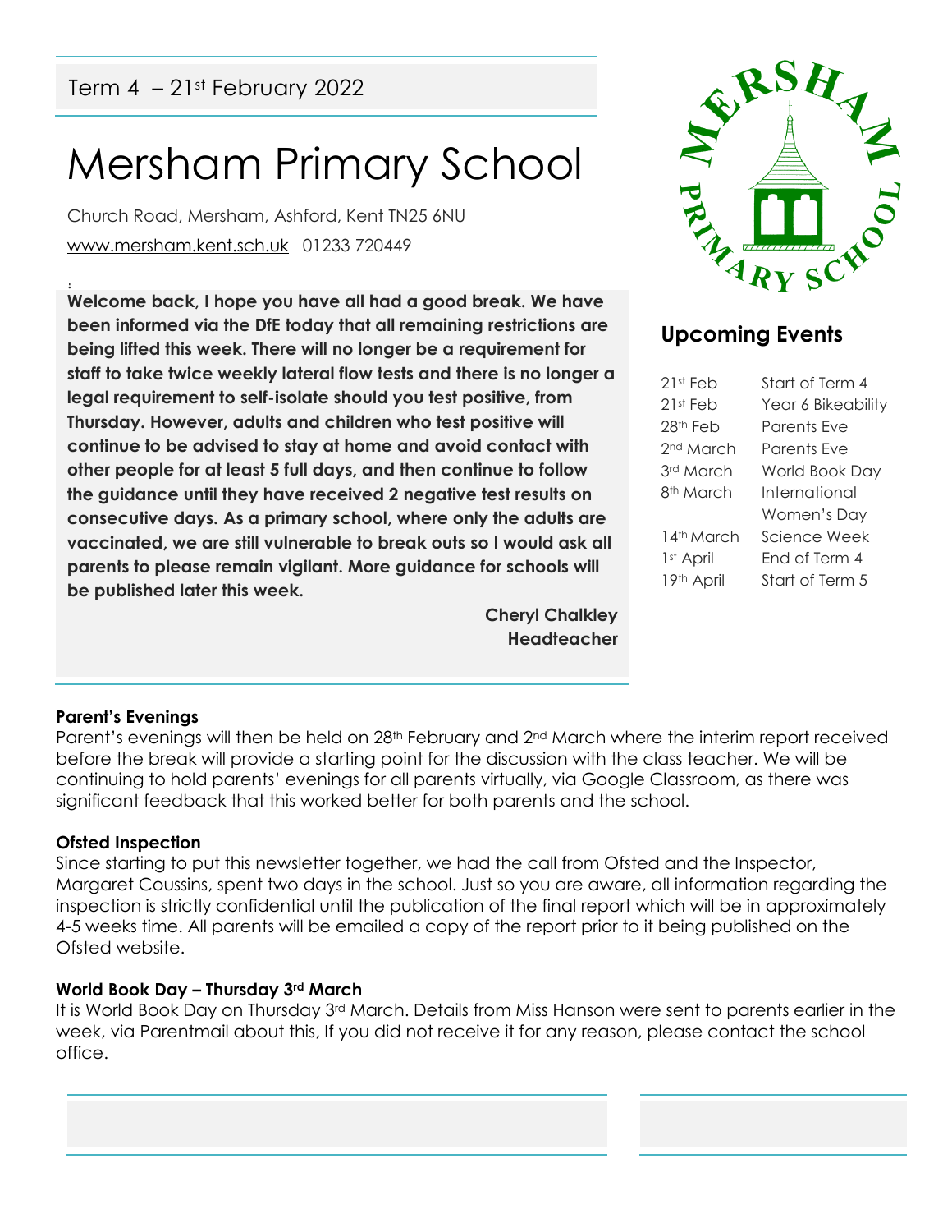Term 4 – 21st February 2022

# Mersham Primary School

Church Road, Mersham, Ashford, Kent TN25 6NU

www.mersham.kent.sch.uk 01233 720449

**Welcome back, I hope you have all had a good break. We have been informed via the DfE today that all remaining restrictions are being lifted this week. There will no longer be a requirement for staff to take twice weekly lateral flow tests and there is no longer a legal requirement to self-isolate should you test positive, from Thursday. However, adults and children who test positive will continue to be advised to stay at home and avoid contact with other people for at least 5 full days, and then continue to follow the guidance until they have received 2 negative test results on consecutive days. As a primary school, where only the adults are vaccinated, we are still vulnerable to break outs so I would ask all parents to please remain vigilant. More guidance for schools will be published later this week.**

**Cheryl Chalkley**
**Headteacher**

## Upcoming Events

| | |
|---|---|
| 21st Feb | Start of Term 4 |
| 21st Feb | Year 6 Bikeability |
| 28th Feb | Parents Eve |
| 2nd March | Parents Eve |
| 3rd March | World Book Day |
| 8th March | International Women's Day |
| 14th March | Science Week |
| 1st April | End of Term 4 |
| 19th April | Start of Term 5 |

### Parent's Evenings

Parent's evenings will then be held on 28th February and 2nd March where the interim report received before the break will provide a starting point for the discussion with the class teacher. We will be continuing to hold parents' evenings for all parents virtually, via Google Classroom, as there was significant feedback that this worked better for both parents and the school.

### Ofsted Inspection

Since starting to put this newsletter together, we had the call from Ofsted and the Inspector, Margaret Coussins, spent two days in the school. Just so you are aware, all information regarding the inspection is strictly confidential until the publication of the final report which will be in approximately 4-5 weeks time. All parents will be emailed a copy of the report prior to it being published on the Ofsted website.

### World Book Day – Thursday 3rd March

It is World Book Day on Thursday 3rd March. Details from Miss Hanson were sent to parents earlier in the week, via Parentmail about this, If you did not receive it for any reason, please contact the school office.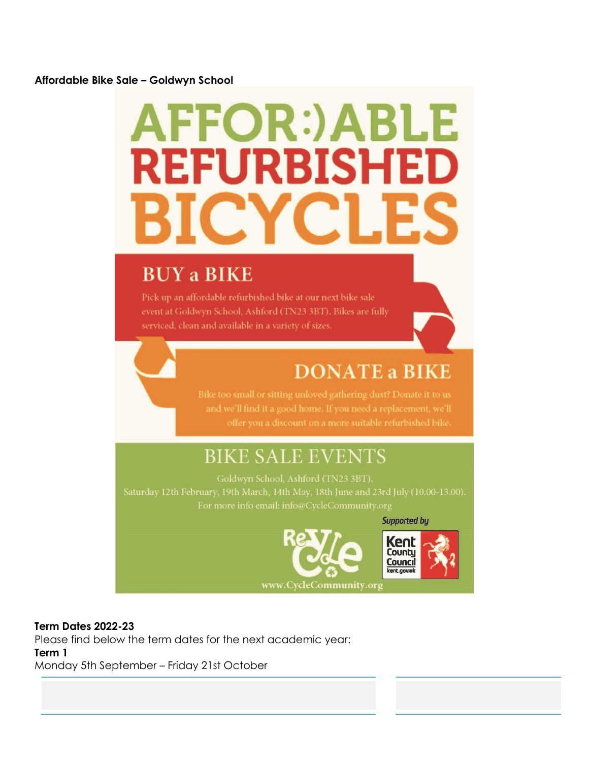**Affordable Bike Sale – Goldwyn School**

# AFFOR:)ABLE REFURBISHED BICYCLES

## BUY a BIKE

Pick up an affordable refurbished bike at our next bike sale event at Goldwyn School, Ashford (TN23 3BT). Bikes are fully serviced, clean and available in a variety of sizes.

## DONATE a BIKE

Bike too small or sitting unloved gathering dust? Donate it to us and we'll find it a good home. If you need a replacement, we'll offer you a discount on a more suitable refurbished bike.

## BIKE SALE EVENTS

Goldwyn School, Ashford (TN23 3BT).
Saturday 12th February, 19th March, 14th May, 18th June and 23rd July (10.00-13.00).
For more info email: info@CycleCommunity.org

Supported by

ReCycle

Kent County Council kent.gov.uk

www.CycleCommunity.org

**Term Dates 2022-23**
Please find below the term dates for the next academic year:
**Term 1**
Monday 5th September – Friday 21st October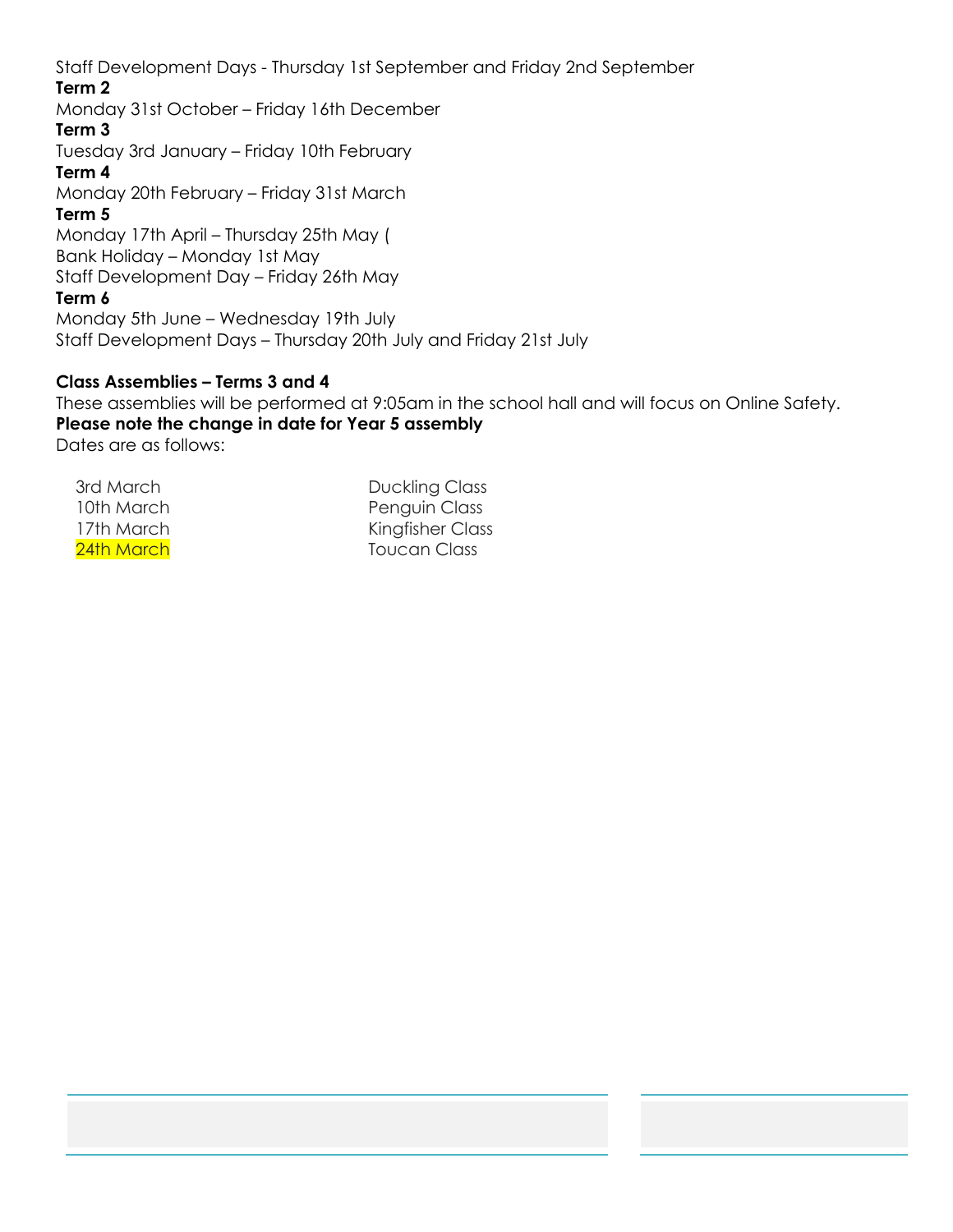Staff Development Days - Thursday 1st September and Friday 2nd September

**Term 2**

Monday 31st October – Friday 16th December

**Term 3**

Tuesday 3rd January – Friday 10th February

**Term 4**

Monday 20th February – Friday 31st March

**Term 5**

Monday 17th April – Thursday 25th May (

Bank Holiday – Monday 1st May

Staff Development Day – Friday 26th May

**Term 6**

Monday 5th June – Wednesday 19th July

Staff Development Days – Thursday 20th July and Friday 21st July

**Class Assemblies – Terms 3 and 4**

These assemblies will be performed at 9:05am in the school hall and will focus on Online Safety.

**Please note the change in date for Year 5 assembly**

Dates are as follows:

| | |
|---|---|
| 3rd March | Duckling Class |
| 10th March | Penguin Class |
| 17th March | Kingfisher Class |
| 24th March | Toucan Class |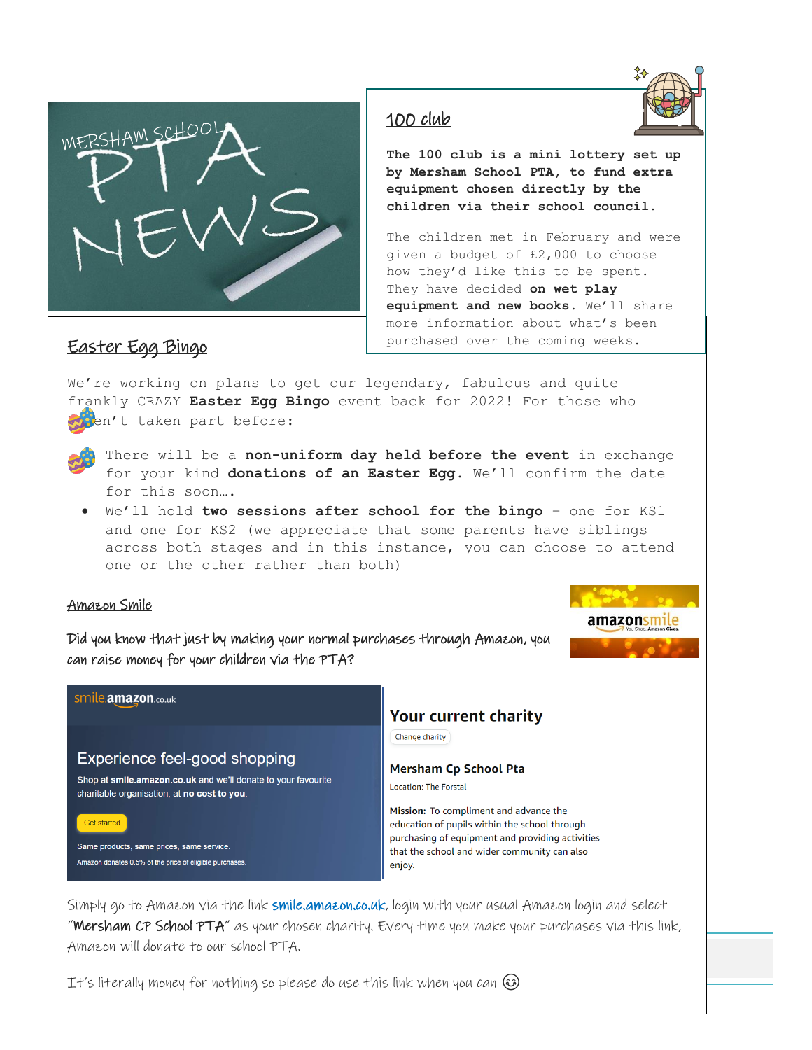MERSHAM SCHOOL PTA NEWS

## 100 club

**The 100 club is a mini lottery set up by Mersham School PTA, to fund extra equipment chosen directly by the children via their school council.**

The children met in February and were given a budget of £2,000 to choose how they'd like this to be spent. They have decided **on wet play equipment and new books**. We'll share more information about what's been purchased over the coming weeks.

## Easter Egg Bingo

We're working on plans to get our legendary, fabulous and quite frankly CRAZY **Easter Egg Bingo** event back for 2022! For those who haven't taken part before:

- There will be a **non-uniform day held before the event** in exchange for your kind **donations of an Easter Egg**. We'll confirm the date for this soon….
- We'll hold **two sessions after school for the bingo** – one for KS1 and one for KS2 (we appreciate that some parents have siblings across both stages and in this instance, you can choose to attend one or the other rather than both)

## Amazon Smile

amazonsmile
You Shop. Amazon Gives.

Did you know that just by making your normal purchases through Amazon, you can raise money for your children via the PTA?

smile.amazon.co.uk

Experience feel-good shopping

Shop at **smile.amazon.co.uk** and we'll donate to your favourite charitable organisation, at **no cost to you**.

Get started

Same products, same prices, same service.

Amazon donates 0.5% of the price of eligible purchases.

**Your current charity**

Change charity

**Mersham Cp School Pta**

Location: The Forstal

**Mission:** To compliment and advance the education of pupils within the school through purchasing of equipment and providing activities that the school and wider community can also enjoy.

Simply go to Amazon via the link smile.amazon.co.uk, login with your usual Amazon login and select "**Mersham CP School PTA**" as your chosen charity. Every time you make your purchases via this link, Amazon will donate to our school PTA.

It's literally money for nothing so please do use this link when you can 😉